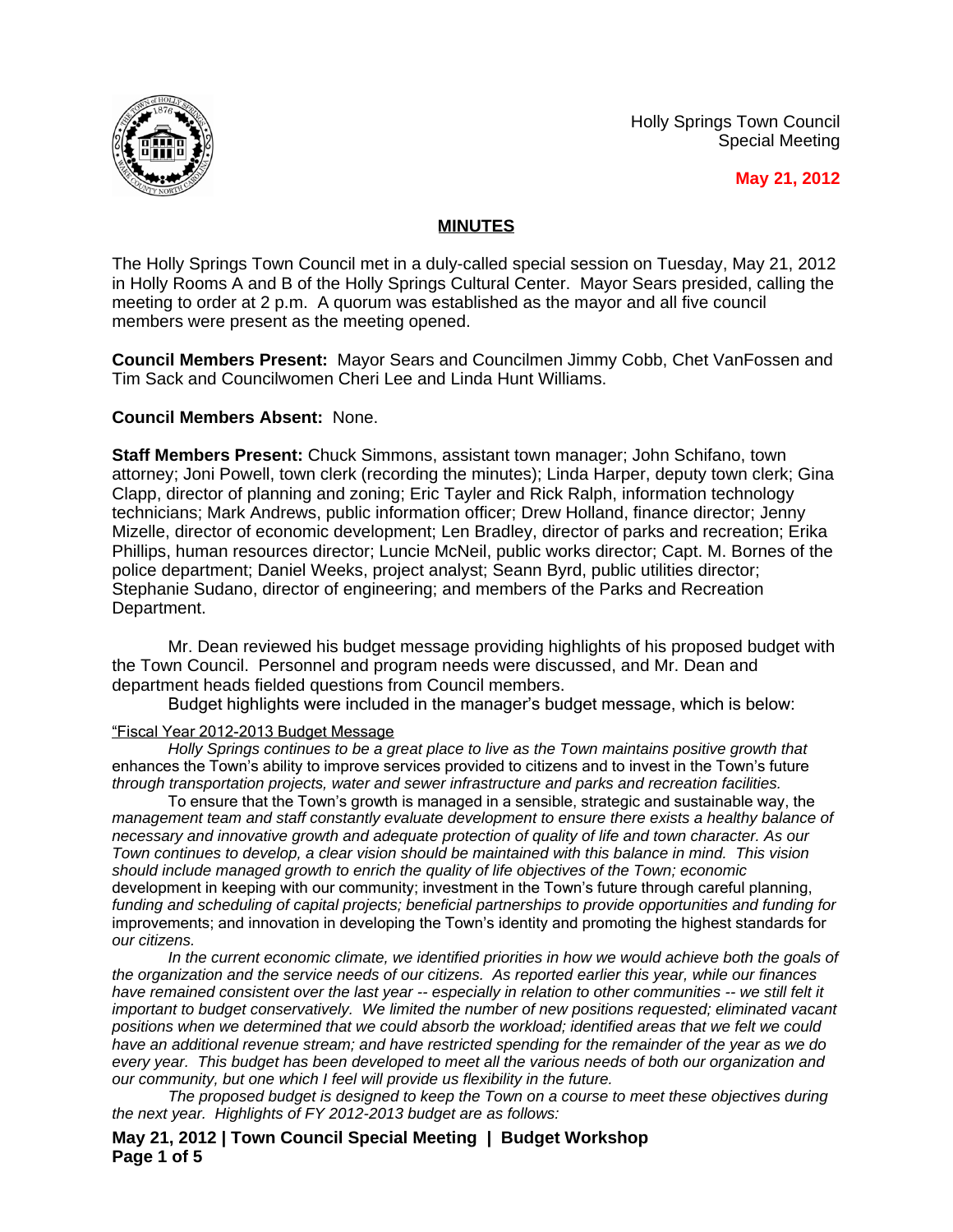Holly Springs Town Council
Special Meeting

**May 21, 2012**

## MINUTES

The Holly Springs Town Council met in a duly-called special session on Tuesday, May 21, 2012 in Holly Rooms A and B of the Holly Springs Cultural Center. Mayor Sears presided, calling the meeting to order at 2 p.m. A quorum was established as the mayor and all five council members were present as the meeting opened.

**Council Members Present:** Mayor Sears and Councilmen Jimmy Cobb, Chet VanFossen and Tim Sack and Councilwomen Cheri Lee and Linda Hunt Williams.

**Council Members Absent:** None.

**Staff Members Present:** Chuck Simmons, assistant town manager; John Schifano, town attorney; Joni Powell, town clerk (recording the minutes); Linda Harper, deputy town clerk; Gina Clapp, director of planning and zoning; Eric Tayler and Rick Ralph, information technology technicians; Mark Andrews, public information officer; Drew Holland, finance director; Jenny Mizelle, director of economic development; Len Bradley, director of parks and recreation; Erika Phillips, human resources director; Luncie McNeil, public works director; Capt. M. Bornes of the police department; Daniel Weeks, project analyst; Seann Byrd, public utilities director; Stephanie Sudano, director of engineering; and members of the Parks and Recreation Department.

Mr. Dean reviewed his budget message providing highlights of his proposed budget with the Town Council. Personnel and program needs were discussed, and Mr. Dean and department heads fielded questions from Council members.

Budget highlights were included in the manager's budget message, which is below:

"Fiscal Year 2012-2013 Budget Message

*Holly Springs continues to be a great place to live as the Town maintains positive growth that* enhances the Town's ability to improve services provided to citizens and to invest in the Town's future *through transportation projects, water and sewer infrastructure and parks and recreation facilities.*

To ensure that the Town's growth is managed in a sensible, strategic and sustainable way, the *management team and staff constantly evaluate development to ensure there exists a healthy balance of necessary and innovative growth and adequate protection of quality of life and town character. As our Town continues to develop, a clear vision should be maintained with this balance in mind. This vision should include managed growth to enrich the quality of life objectives of the Town; economic* development in keeping with our community; investment in the Town's future through careful planning, *funding and scheduling of capital projects; beneficial partnerships to provide opportunities and funding for* improvements; and innovation in developing the Town's identity and promoting the highest standards for *our citizens.*

*In the current economic climate, we identified priorities in how we would achieve both the goals of the organization and the service needs of our citizens. As reported earlier this year, while our finances have remained consistent over the last year -- especially in relation to other communities -- we still felt it important to budget conservatively. We limited the number of new positions requested; eliminated vacant positions when we determined that we could absorb the workload; identified areas that we felt we could have an additional revenue stream; and have restricted spending for the remainder of the year as we do every year. This budget has been developed to meet all the various needs of both our organization and our community, but one which I feel will provide us flexibility in the future.*

*The proposed budget is designed to keep the Town on a course to meet these objectives during the next year. Highlights of FY 2012-2013 budget are as follows:*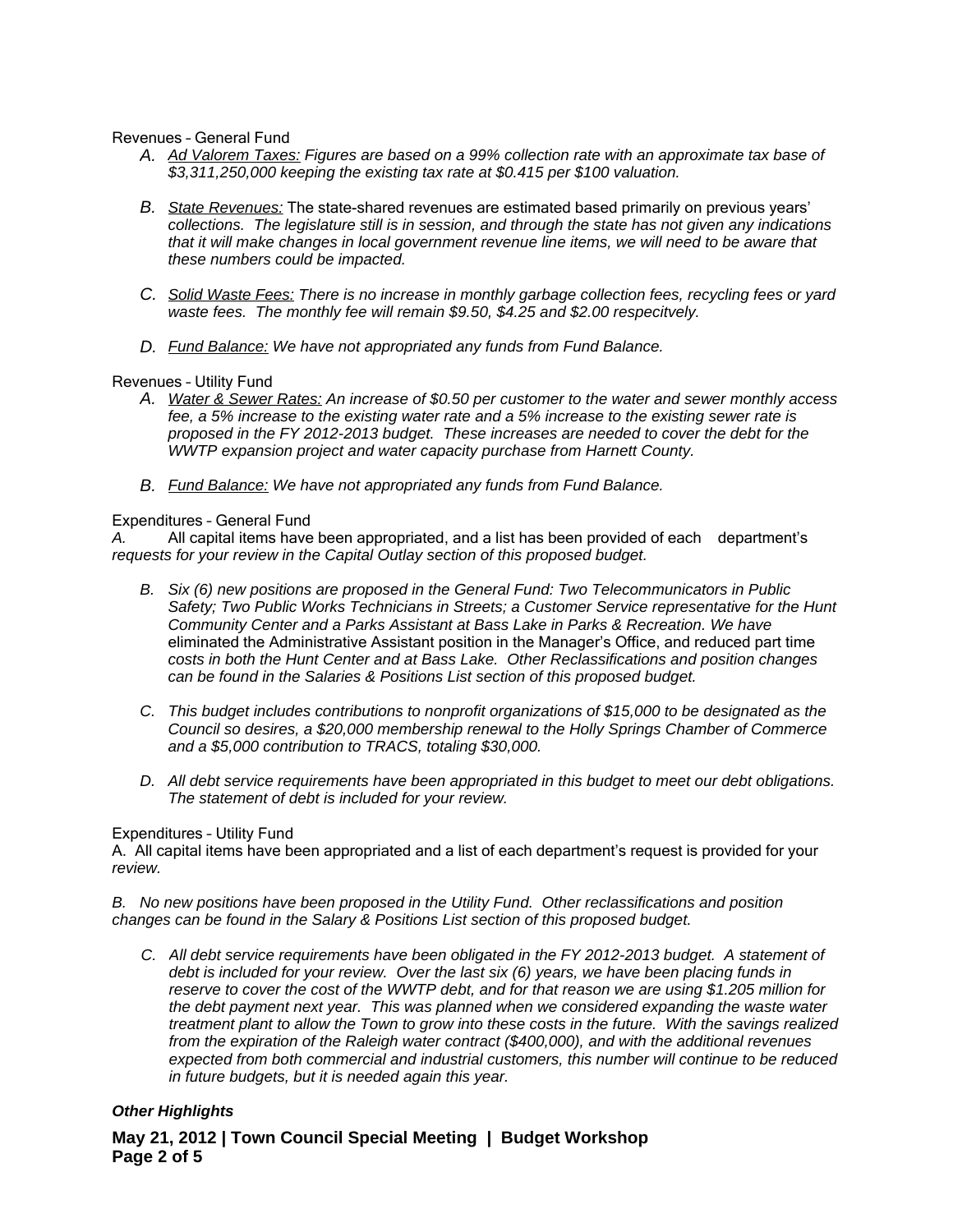Revenues – General Fund

A. *Ad Valorem Taxes: Figures are based on a 99% collection rate with an approximate tax base of $3,311,250,000 keeping the existing tax rate at $0.415 per $100 valuation.*

B. *State Revenues:* The state-shared revenues are estimated based primarily on previous years' *collections. The legislature still is in session, and through the state has not given any indications that it will make changes in local government revenue line items, we will need to be aware that these numbers could be impacted.*

C. *Solid Waste Fees: There is no increase in monthly garbage collection fees, recycling fees or yard waste fees. The monthly fee will remain $9.50, $4.25 and $2.00 respecitvely.*

D. *Fund Balance: We have not appropriated any funds from Fund Balance.*

Revenues – Utility Fund

A. *Water & Sewer Rates: An increase of $0.50 per customer to the water and sewer monthly access fee, a 5% increase to the existing water rate and a 5% increase to the existing sewer rate is proposed in the FY 2012-2013 budget. These increases are needed to cover the debt for the WWTP expansion project and water capacity purchase from Harnett County.*

B. *Fund Balance: We have not appropriated any funds from Fund Balance.*

Expenditures – General Fund

*A.* All capital items have been appropriated, and a list has been provided of each department's *requests for your review in the Capital Outlay section of this proposed budget.*

B. *Six (6) new positions are proposed in the General Fund: Two Telecommunicators in Public Safety; Two Public Works Technicians in Streets; a Customer Service representative for the Hunt Community Center and a Parks Assistant at Bass Lake in Parks & Recreation. We have* eliminated the Administrative Assistant position in the Manager's Office, and reduced part time *costs in both the Hunt Center and at Bass Lake. Other Reclassifications and position changes can be found in the Salaries & Positions List section of this proposed budget.*

C. *This budget includes contributions to nonprofit organizations of $15,000 to be designated as the Council so desires, a $20,000 membership renewal to the Holly Springs Chamber of Commerce and a $5,000 contribution to TRACS, totaling $30,000.*

D. *All debt service requirements have been appropriated in this budget to meet our debt obligations. The statement of debt is included for your review.*

Expenditures – Utility Fund

A. All capital items have been appropriated and a list of each department's request is provided for your *review.*

*B. No new positions have been proposed in the Utility Fund. Other reclassifications and position changes can be found in the Salary & Positions List section of this proposed budget.*

C. *All debt service requirements have been obligated in the FY 2012-2013 budget. A statement of debt is included for your review. Over the last six (6) years, we have been placing funds in reserve to cover the cost of the WWTP debt, and for that reason we are using $1.205 million for the debt payment next year. This was planned when we considered expanding the waste water treatment plant to allow the Town to grow into these costs in the future. With the savings realized from the expiration of the Raleigh water contract ($400,000), and with the additional revenues expected from both commercial and industrial customers, this number will continue to be reduced in future budgets, but it is needed again this year.*

***Other Highlights***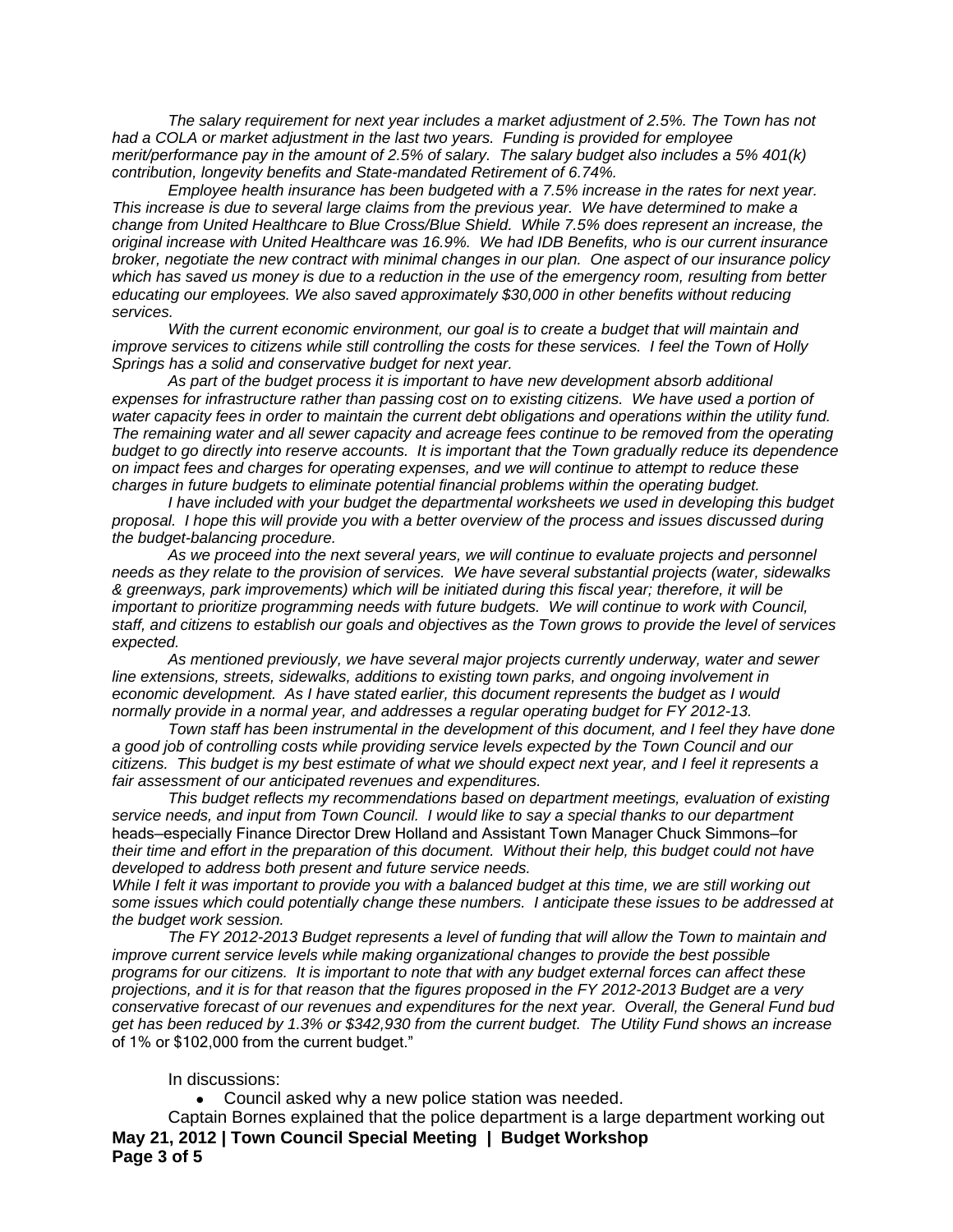*The salary requirement for next year includes a market adjustment of 2.5%. The Town has not had a COLA or market adjustment in the last two years. Funding is provided for employee merit/performance pay in the amount of 2.5% of salary. The salary budget also includes a 5% 401(k) contribution, longevity benefits and State-mandated Retirement of 6.74%.*

*Employee health insurance has been budgeted with a 7.5% increase in the rates for next year. This increase is due to several large claims from the previous year. We have determined to make a change from United Healthcare to Blue Cross/Blue Shield. While 7.5% does represent an increase, the original increase with United Healthcare was 16.9%. We had IDB Benefits, who is our current insurance broker, negotiate the new contract with minimal changes in our plan. One aspect of our insurance policy which has saved us money is due to a reduction in the use of the emergency room, resulting from better educating our employees. We also saved approximately $30,000 in other benefits without reducing services.*

*With the current economic environment, our goal is to create a budget that will maintain and improve services to citizens while still controlling the costs for these services. I feel the Town of Holly Springs has a solid and conservative budget for next year.*

*As part of the budget process it is important to have new development absorb additional expenses for infrastructure rather than passing cost on to existing citizens. We have used a portion of water capacity fees in order to maintain the current debt obligations and operations within the utility fund. The remaining water and all sewer capacity and acreage fees continue to be removed from the operating budget to go directly into reserve accounts. It is important that the Town gradually reduce its dependence on impact fees and charges for operating expenses, and we will continue to attempt to reduce these charges in future budgets to eliminate potential financial problems within the operating budget.*

*I have included with your budget the departmental worksheets we used in developing this budget proposal. I hope this will provide you with a better overview of the process and issues discussed during the budget-balancing procedure.*

*As we proceed into the next several years, we will continue to evaluate projects and personnel needs as they relate to the provision of services. We have several substantial projects (water, sidewalks & greenways, park improvements) which will be initiated during this fiscal year; therefore, it will be important to prioritize programming needs with future budgets. We will continue to work with Council, staff, and citizens to establish our goals and objectives as the Town grows to provide the level of services expected.*

*As mentioned previously, we have several major projects currently underway, water and sewer line extensions, streets, sidewalks, additions to existing town parks, and ongoing involvement in economic development. As I have stated earlier, this document represents the budget as I would normally provide in a normal year, and addresses a regular operating budget for FY 2012-13.*

*Town staff has been instrumental in the development of this document, and I feel they have done a good job of controlling costs while providing service levels expected by the Town Council and our citizens. This budget is my best estimate of what we should expect next year, and I feel it represents a fair assessment of our anticipated revenues and expenditures.*

*This budget reflects my recommendations based on department meetings, evaluation of existing service needs, and input from Town Council. I would like to say a special thanks to our department* heads–especially Finance Director Drew Holland and Assistant Town Manager Chuck Simmons–for *their time and effort in the preparation of this document. Without their help, this budget could not have developed to address both present and future service needs.*

*While I felt it was important to provide you with a balanced budget at this time, we are still working out some issues which could potentially change these numbers. I anticipate these issues to be addressed at the budget work session.*

*The FY 2012-2013 Budget represents a level of funding that will allow the Town to maintain and improve current service levels while making organizational changes to provide the best possible programs for our citizens. It is important to note that with any budget external forces can affect these projections, and it is for that reason that the figures proposed in the FY 2012-2013 Budget are a very conservative forecast of our revenues and expenditures for the next year. Overall, the General Fund bud get has been reduced by 1.3% or $342,930 from the current budget. The Utility Fund shows an increase* of 1% or $102,000 from the current budget."

In discussions:

- Council asked why a new police station was needed.

Captain Bornes explained that the police department is a large department working out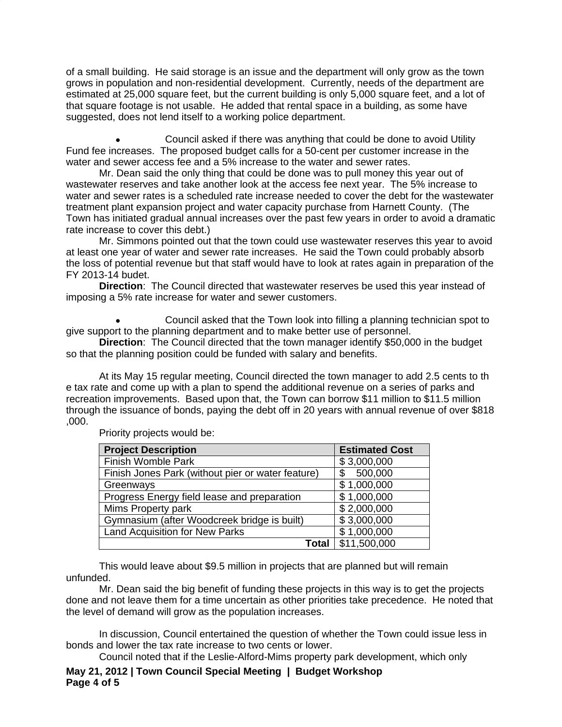of a small building. He said storage is an issue and the department will only grow as the town grows in population and non-residential development. Currently, needs of the department are estimated at 25,000 square feet, but the current building is only 5,000 square feet, and a lot of that square footage is not usable. He added that rental space in a building, as some have suggested, does not lend itself to a working police department.

- Council asked if there was anything that could be done to avoid Utility Fund fee increases. The proposed budget calls for a 50-cent per customer increase in the water and sewer access fee and a 5% increase to the water and sewer rates.

Mr. Dean said the only thing that could be done was to pull money this year out of wastewater reserves and take another look at the access fee next year. The 5% increase to water and sewer rates is a scheduled rate increase needed to cover the debt for the wastewater treatment plant expansion project and water capacity purchase from Harnett County. (The Town has initiated gradual annual increases over the past few years in order to avoid a dramatic rate increase to cover this debt.)

Mr. Simmons pointed out that the town could use wastewater reserves this year to avoid at least one year of water and sewer rate increases. He said the Town could probably absorb the loss of potential revenue but that staff would have to look at rates again in preparation of the FY 2013-14 budet.

**Direction**: The Council directed that wastewater reserves be used this year instead of imposing a 5% rate increase for water and sewer customers.

- Council asked that the Town look into filling a planning technician spot to give support to the planning department and to make better use of personnel.

**Direction**: The Council directed that the town manager identify $50,000 in the budget so that the planning position could be funded with salary and benefits.

At its May 15 regular meeting, Council directed the town manager to add 2.5 cents to th e tax rate and come up with a plan to spend the additional revenue on a series of parks and recreation improvements. Based upon that, the Town can borrow $11 million to $11.5 million through the issuance of bonds, paying the debt off in 20 years with annual revenue of over $818 ,000.

Priority projects would be:

| Project Description | Estimated Cost |
|---|---|
| Finish Womble Park | $ 3,000,000 |
| Finish Jones Park (without pier or water feature) | $ 500,000 |
| Greenways | $ 1,000,000 |
| Progress Energy field lease and preparation | $ 1,000,000 |
| Mims Property park | $ 2,000,000 |
| Gymnasium (after Woodcreek bridge is built) | $ 3,000,000 |
| Land Acquisition for New Parks | $ 1,000,000 |
| **Total** | $11,500,000 |

This would leave about $9.5 million in projects that are planned but will remain unfunded.

Mr. Dean said the big benefit of funding these projects in this way is to get the projects done and not leave them for a time uncertain as other priorities take precedence. He noted that the level of demand will grow as the population increases.

In discussion, Council entertained the question of whether the Town could issue less in bonds and lower the tax rate increase to two cents or lower.

Council noted that if the Leslie-Alford-Mims property park development, which only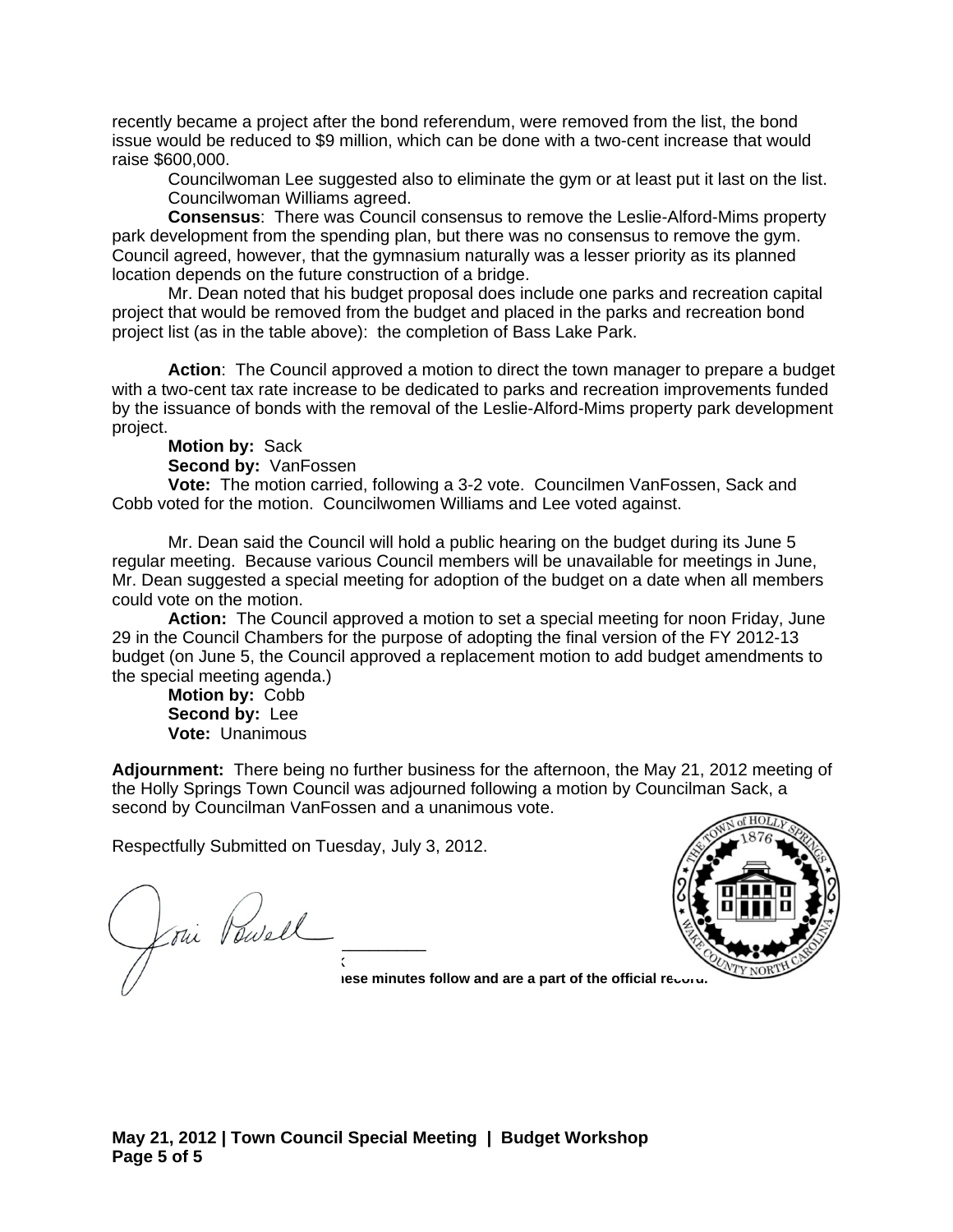recently became a project after the bond referendum, were removed from the list, the bond issue would be reduced to $9 million, which can be done with a two-cent increase that would raise $600,000.

Councilwoman Lee suggested also to eliminate the gym or at least put it last on the list. Councilwoman Williams agreed.

**Consensus**: There was Council consensus to remove the Leslie-Alford-Mims property park development from the spending plan, but there was no consensus to remove the gym. Council agreed, however, that the gymnasium naturally was a lesser priority as its planned location depends on the future construction of a bridge.

Mr. Dean noted that his budget proposal does include one parks and recreation capital project that would be removed from the budget and placed in the parks and recreation bond project list (as in the table above): the completion of Bass Lake Park.

**Action**: The Council approved a motion to direct the town manager to prepare a budget with a two-cent tax rate increase to be dedicated to parks and recreation improvements funded by the issuance of bonds with the removal of the Leslie-Alford-Mims property park development project.

**Motion by:** Sack
**Second by:** VanFossen
**Vote:** The motion carried, following a 3-2 vote. Councilmen VanFossen, Sack and Cobb voted for the motion. Councilwomen Williams and Lee voted against.

Mr. Dean said the Council will hold a public hearing on the budget during its June 5 regular meeting. Because various Council members will be unavailable for meetings in June, Mr. Dean suggested a special meeting for adoption of the budget on a date when all members could vote on the motion.

**Action:** The Council approved a motion to set a special meeting for noon Friday, June 29 in the Council Chambers for the purpose of adopting the final version of the FY 2012-13 budget (on June 5, the Council approved a replacement motion to add budget amendments to the special meeting agenda.)

**Motion by:** Cobb
**Second by:** Lee
**Vote:** Unanimous

**Adjournment:** There being no further business for the afternoon, the May 21, 2012 meeting of the Holly Springs Town Council was adjourned following a motion by Councilman Sack, a second by Councilman VanFossen and a unanimous vote.

Respectfully Submitted on Tuesday, July 3, 2012.

Joni Powell

**...ese minutes follow and are a part of the official record.**